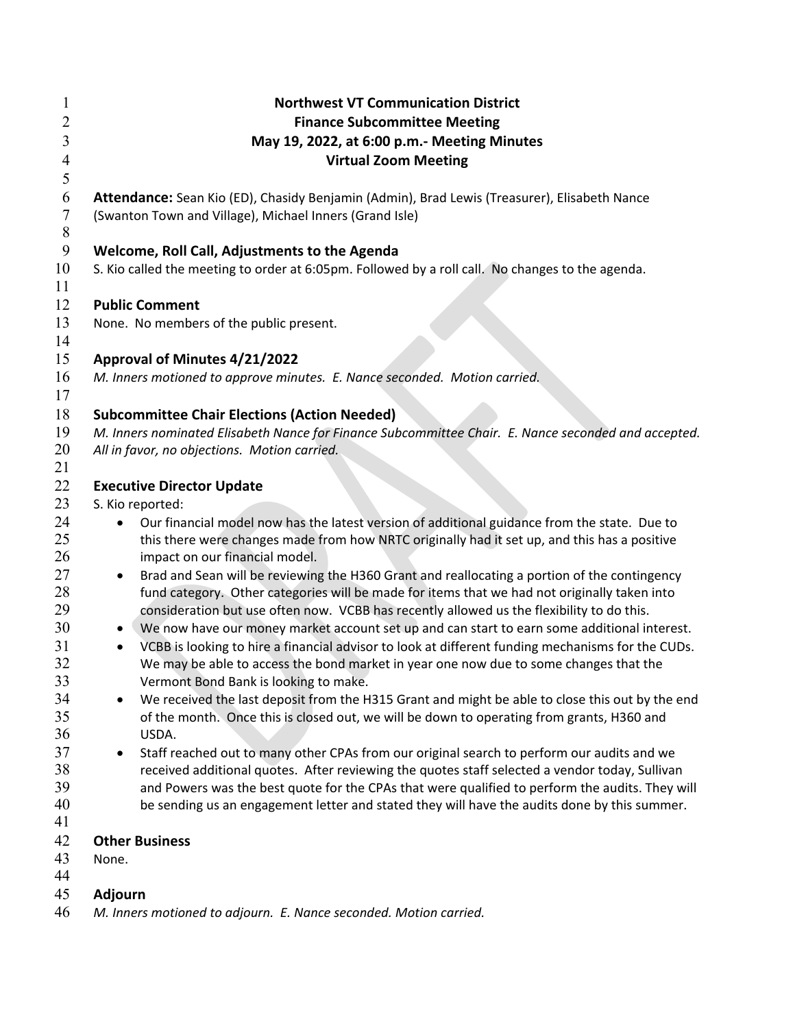# Northwest VT Communication District
## Finance Subcommittee Meeting
## May 19, 2022, at 6:00 p.m.- Meeting Minutes
## Virtual Zoom Meeting

**Attendance:** Sean Kio (ED), Chasidy Benjamin (Admin), Brad Lewis (Treasurer), Elisabeth Nance (Swanton Town and Village), Michael Inners (Grand Isle)

### Welcome, Roll Call, Adjustments to the Agenda

S. Kio called the meeting to order at 6:05pm. Followed by a roll call. No changes to the agenda.

### Public Comment

None. No members of the public present.

### Approval of Minutes 4/21/2022

*M. Inners motioned to approve minutes. E. Nance seconded. Motion carried.*

### Subcommittee Chair Elections (Action Needed)

*M. Inners nominated Elisabeth Nance for Finance Subcommittee Chair. E. Nance seconded and accepted. All in favor, no objections. Motion carried.*

### Executive Director Update

S. Kio reported:

- Our financial model now has the latest version of additional guidance from the state. Due to this there were changes made from how NRTC originally had it set up, and this has a positive impact on our financial model.
- Brad and Sean will be reviewing the H360 Grant and reallocating a portion of the contingency fund category. Other categories will be made for items that we had not originally taken into consideration but use often now. VCBB has recently allowed us the flexibility to do this.
- We now have our money market account set up and can start to earn some additional interest.
- VCBB is looking to hire a financial advisor to look at different funding mechanisms for the CUDs. We may be able to access the bond market in year one now due to some changes that the Vermont Bond Bank is looking to make.
- We received the last deposit from the H315 Grant and might be able to close this out by the end of the month. Once this is closed out, we will be down to operating from grants, H360 and USDA.
- Staff reached out to many other CPAs from our original search to perform our audits and we received additional quotes. After reviewing the quotes staff selected a vendor today, Sullivan and Powers was the best quote for the CPAs that were qualified to perform the audits. They will be sending us an engagement letter and stated they will have the audits done by this summer.

### Other Business

None.

### Adjourn

*M. Inners motioned to adjourn. E. Nance seconded. Motion carried.*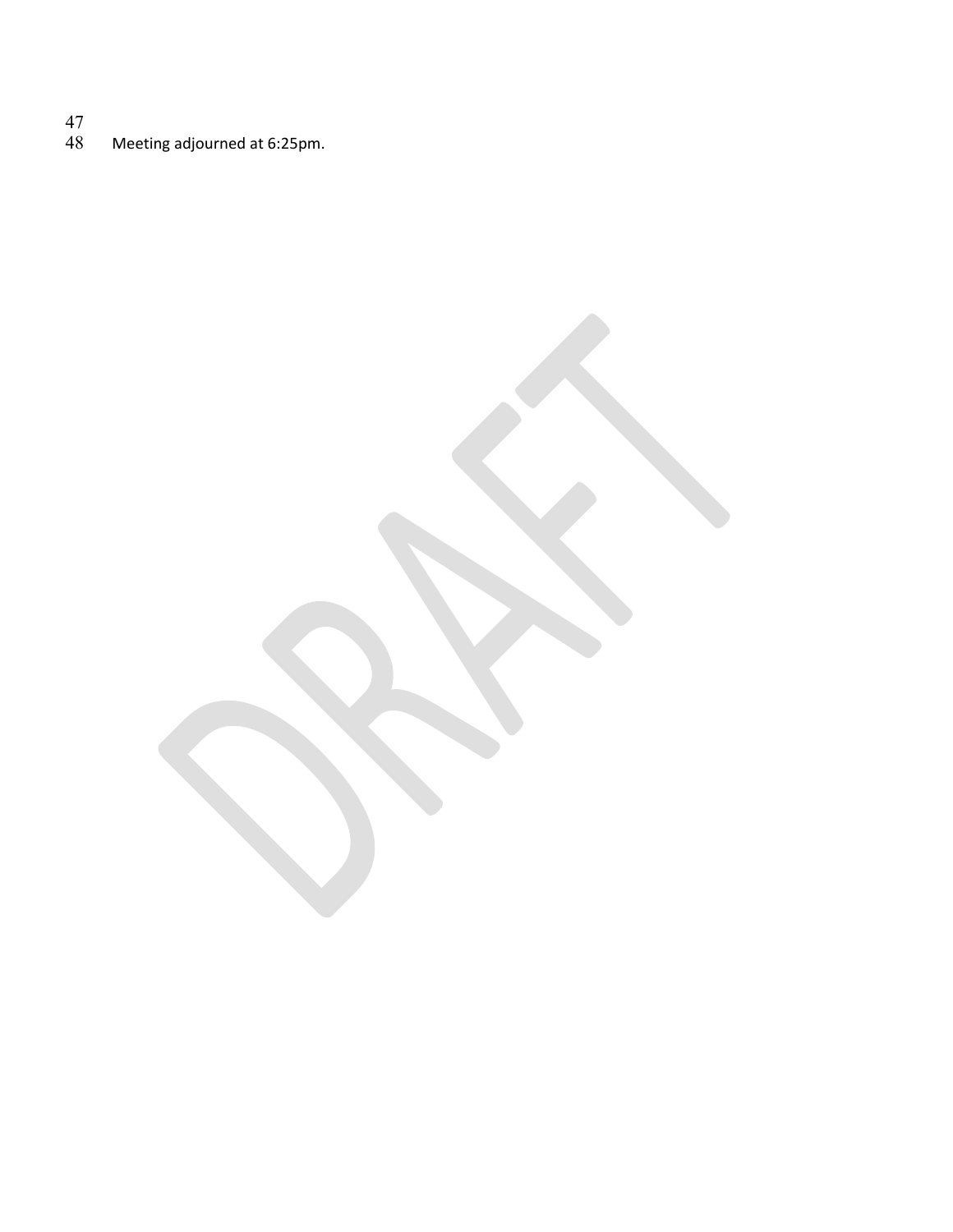Meeting adjourned at 6:25pm.